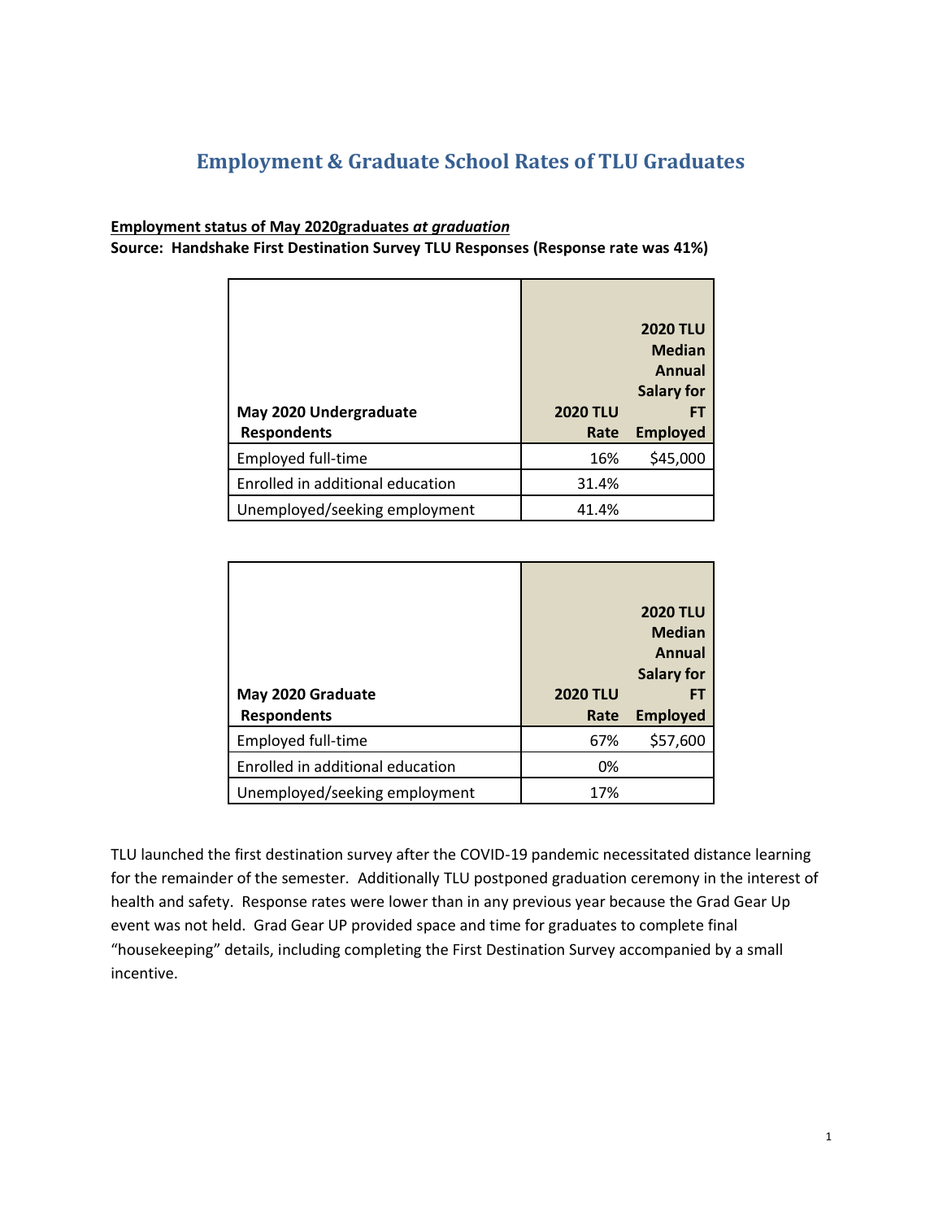# Employment & Graduate School Rates of TLU Graduates

**<u>Employment status of May 2020graduates *at graduation*</u>**
**Source: Handshake First Destination Survey TLU Responses (Response rate was 41%)**

| May 2020 Undergraduate Respondents | 2020 TLU Rate | 2020 TLU Median Annual Salary for FT Employed |
|---|---|---|
| Employed full-time | 16% | $45,000 |
| Enrolled in additional education | 31.4% | |
| Unemployed/seeking employment | 41.4% | |

| May 2020 Graduate Respondents | 2020 TLU Rate | 2020 TLU Median Annual Salary for FT Employed |
|---|---|---|
| Employed full-time | 67% | $57,600 |
| Enrolled in additional education | 0% | |
| Unemployed/seeking employment | 17% | |

TLU launched the first destination survey after the COVID-19 pandemic necessitated distance learning for the remainder of the semester. Additionally TLU postponed graduation ceremony in the interest of health and safety. Response rates were lower than in any previous year because the Grad Gear Up event was not held. Grad Gear UP provided space and time for graduates to complete final "housekeeping" details, including completing the First Destination Survey accompanied by a small incentive.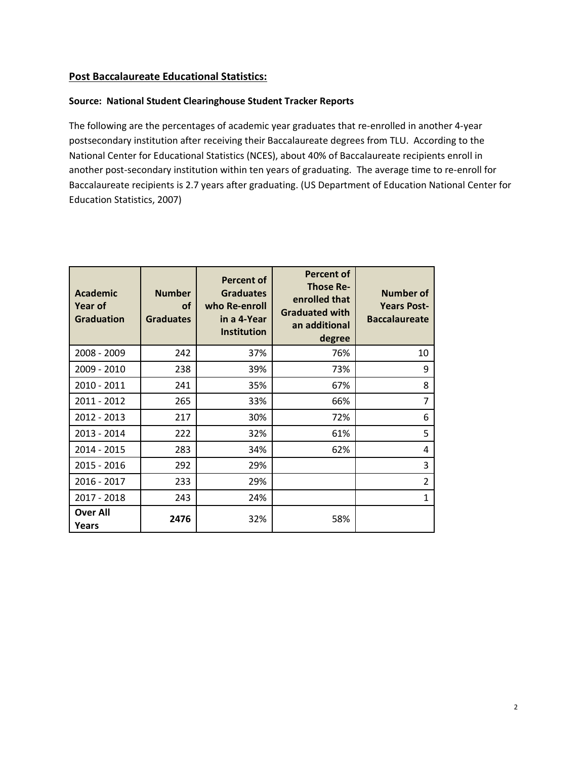## Post Baccalaureate Educational Statistics:

**Source: National Student Clearinghouse Student Tracker Reports**

The following are the percentages of academic year graduates that re-enrolled in another 4-year postsecondary institution after receiving their Baccalaureate degrees from TLU. According to the National Center for Educational Statistics (NCES), about 40% of Baccalaureate recipients enroll in another post-secondary institution within ten years of graduating. The average time to re-enroll for Baccalaureate recipients is 2.7 years after graduating. (US Department of Education National Center for Education Statistics, 2007)

| Academic Year of Graduation | Number of Graduates | Percent of Graduates who Re-enroll in a 4-Year Institution | Percent of Those Re-enrolled that Graduated with an additional degree | Number of Years Post-Baccalaureate |
|---|---|---|---|---|
| 2008 - 2009 | 242 | 37% | 76% | 10 |
| 2009 - 2010 | 238 | 39% | 73% | 9 |
| 2010 - 2011 | 241 | 35% | 67% | 8 |
| 2011 - 2012 | 265 | 33% | 66% | 7 |
| 2012 - 2013 | 217 | 30% | 72% | 6 |
| 2013 - 2014 | 222 | 32% | 61% | 5 |
| 2014 - 2015 | 283 | 34% | 62% | 4 |
| 2015 - 2016 | 292 | 29% | | 3 |
| 2016 - 2017 | 233 | 29% | | 2 |
| 2017 - 2018 | 243 | 24% | | 1 |
| **Over All Years** | **2476** | 32% | 58% | |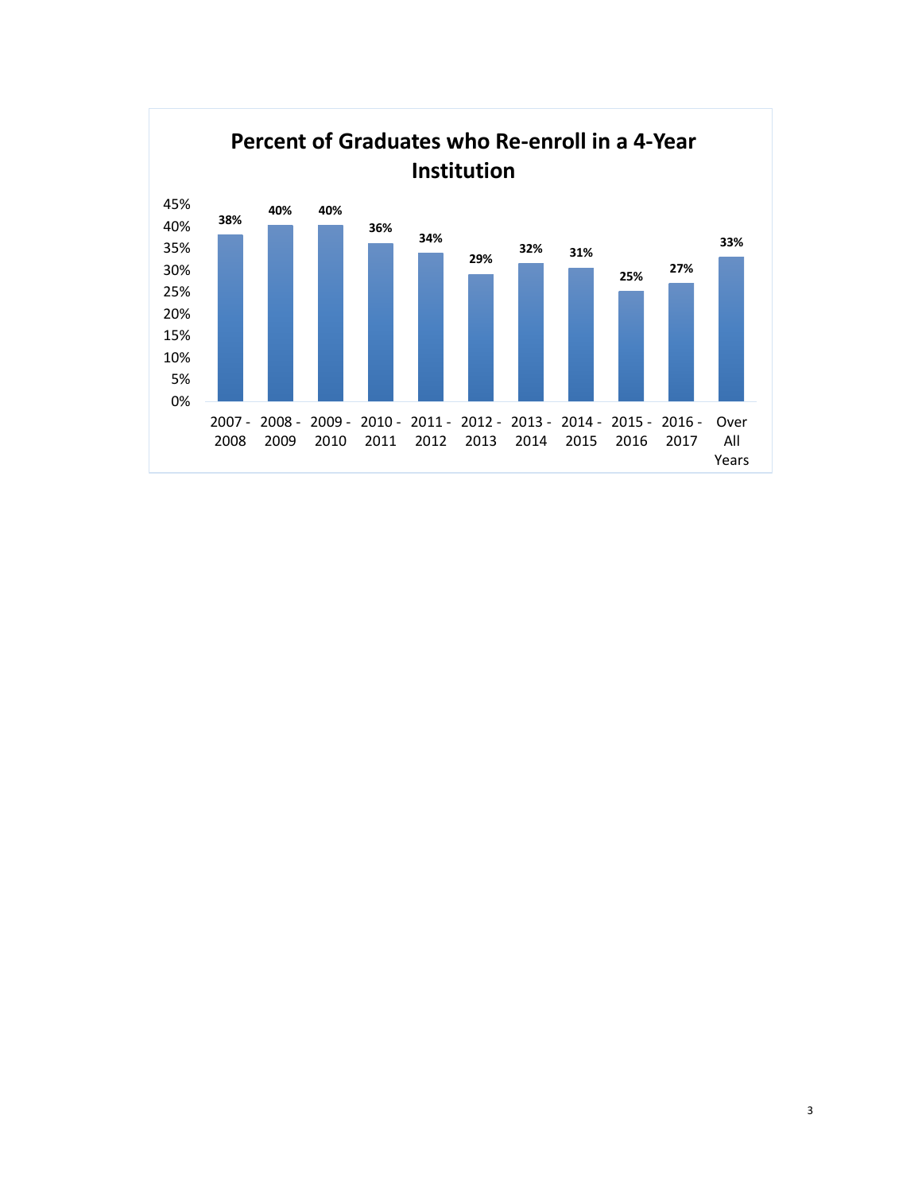Percent of Graduates who Re-enroll in a 4-Year Institution

45%
40%
35%
30%
25%
20%
15%
10%
5%
0%

38%
40%
40%
36%
34%
29%
32%
31%
25%
27%
33%

2007 - 2008
2008 - 2009
2009 - 2010
2010 - 2011
2011 - 2012
2012 - 2013
2013 - 2014
2014 - 2015
2015 - 2016
2016 - 2017
Over All Years